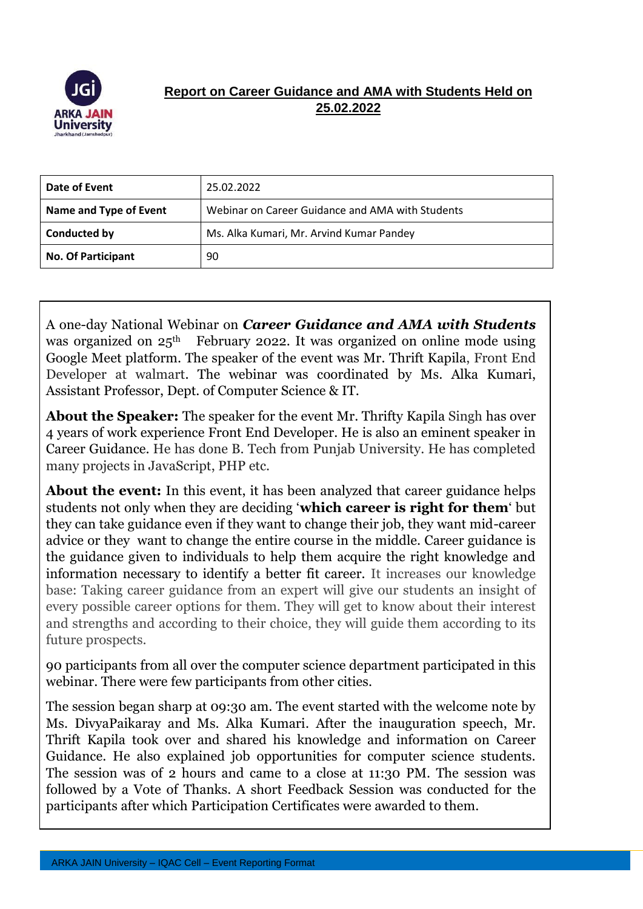## Report on Career Guidance and AMA with Students Held on 25.02.2022

| **Date of Event** | 25.02.2022 |
|---|---|
| **Name and Type of Event** | Webinar on Career Guidance and AMA with Students |
| **Conducted by** | Ms. Alka Kumari, Mr. Arvind Kumar Pandey |
| **No. Of Participant** | 90 |

A one-day National Webinar on ***Career Guidance and AMA with Students*** was organized on 25th February 2022. It was organized on online mode using Google Meet platform. The speaker of the event was Mr. Thrift Kapila, Front End Developer at walmart. The webinar was coordinated by Ms. Alka Kumari, Assistant Professor, Dept. of Computer Science & IT.

**About the Speaker:** The speaker for the event Mr. Thrifty Kapila Singh has over 4 years of work experience Front End Developer. He is also an eminent speaker in Career Guidance. He has done B. Tech from Punjab University. He has completed many projects in JavaScript, PHP etc.

**About the event:** In this event, it has been analyzed that career guidance helps students not only when they are deciding '**which career is right for them**' but they can take guidance even if they want to change their job, they want mid-career advice or they want to change the entire course in the middle. Career guidance is the guidance given to individuals to help them acquire the right knowledge and information necessary to identify a better fit career. It increases our knowledge base: Taking career guidance from an expert will give our students an insight of every possible career options for them. They will get to know about their interest and strengths and according to their choice, they will guide them according to its future prospects.

90 participants from all over the computer science department participated in this webinar. There were few participants from other cities.

The session began sharp at 09:30 am. The event started with the welcome note by Ms. DivyaPaikaray and Ms. Alka Kumari. After the inauguration speech, Mr. Thrift Kapila took over and shared his knowledge and information on Career Guidance. He also explained job opportunities for computer science students. The session was of 2 hours and came to a close at 11:30 PM. The session was followed by a Vote of Thanks. A short Feedback Session was conducted for the participants after which Participation Certificates were awarded to them.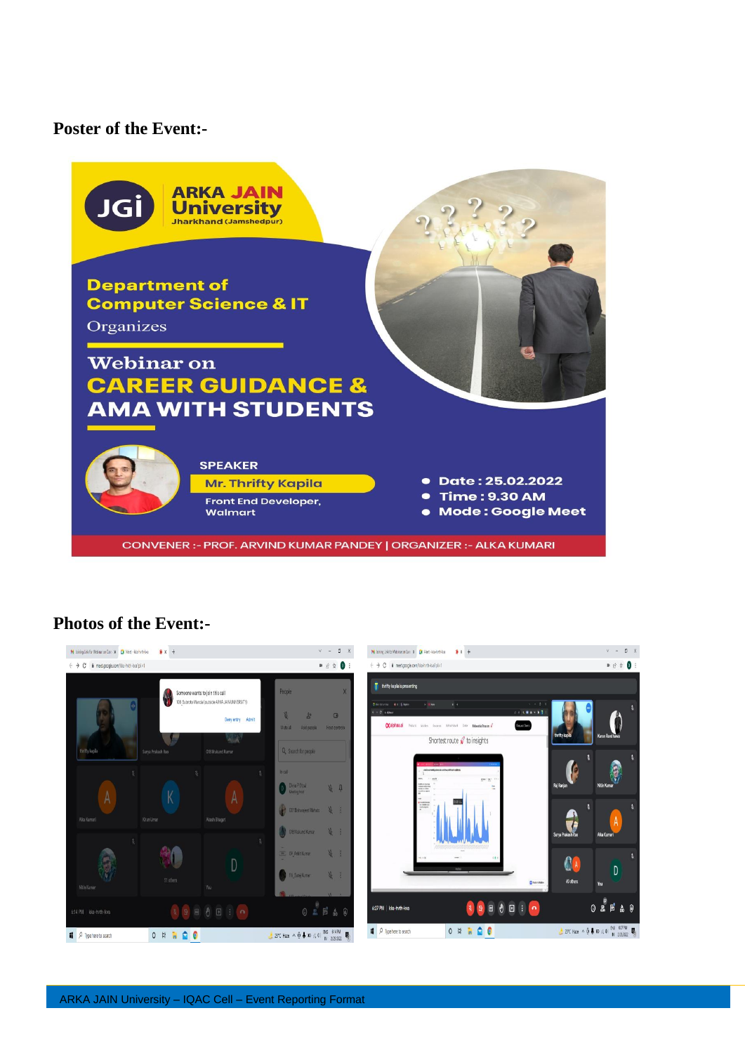**Poster of the Event:-**

ARKA JAIN University
Jharkhand (Jamshedpur)

Department of Computer Science & IT

Organizes

Webinar on

CAREER GUIDANCE & AMA WITH STUDENTS

SPEAKER

Mr. Thrifty Kapila

Front End Developer, Walmart

- Date : 25.02.2022
- Time : 9.30 AM
- Mode : Google Meet

CONVENER :- PROF. ARVIND KUMAR PANDEY | ORGANIZER :- ALKA KUMARI

**Photos of the Event:-**

ARKA JAIN University – IQAC Cell – Event Reporting Format